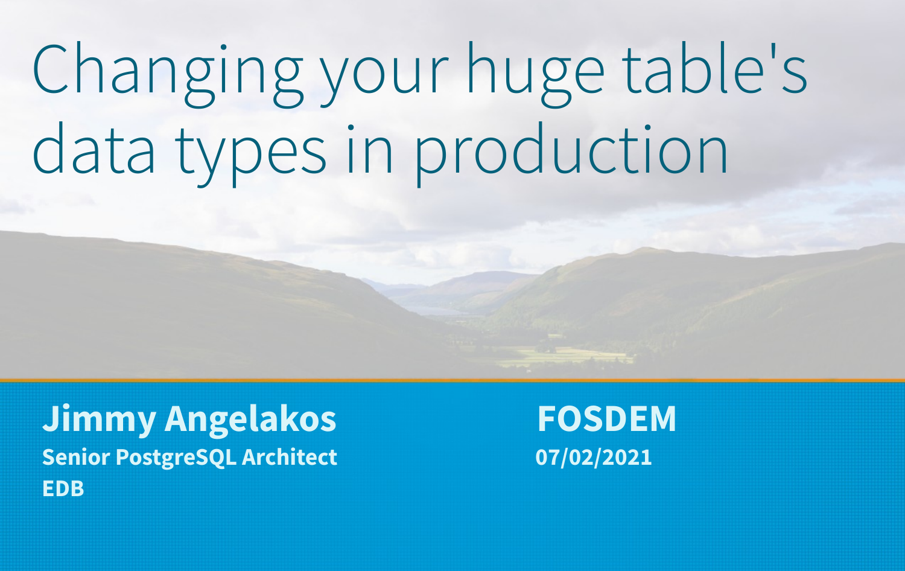# Changing your huge table's data types in production

**Jimmy Angelakos**

**Senior PostgreSQL Architect**

**EDB**

**FOSDEM**

**07/02/2021**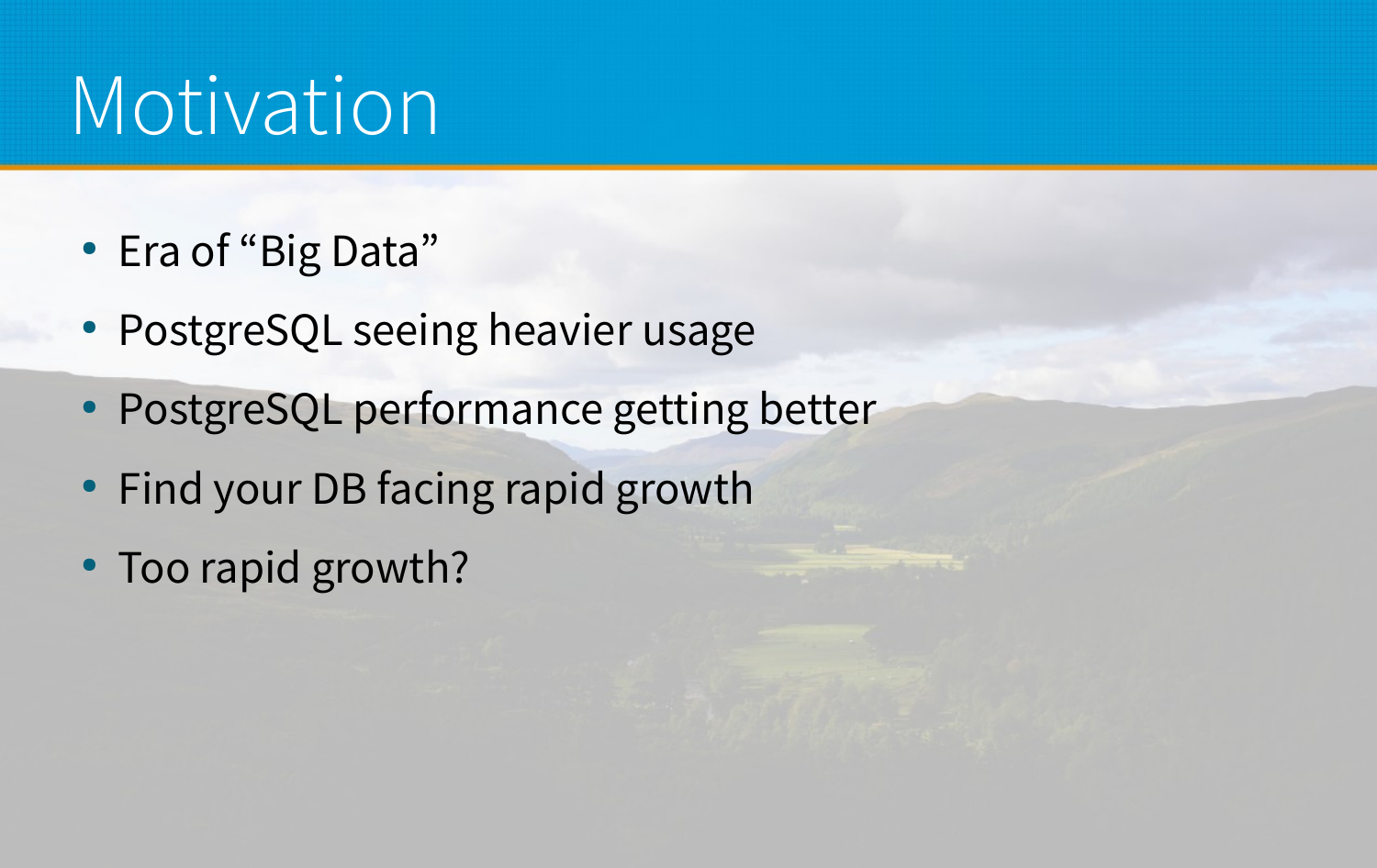# Motivation

- Era of “Big Data”
- PostgreSQL seeing heavier usage
- PostgreSQL performance getting better
- Find your DB facing rapid growth
- Too rapid growth?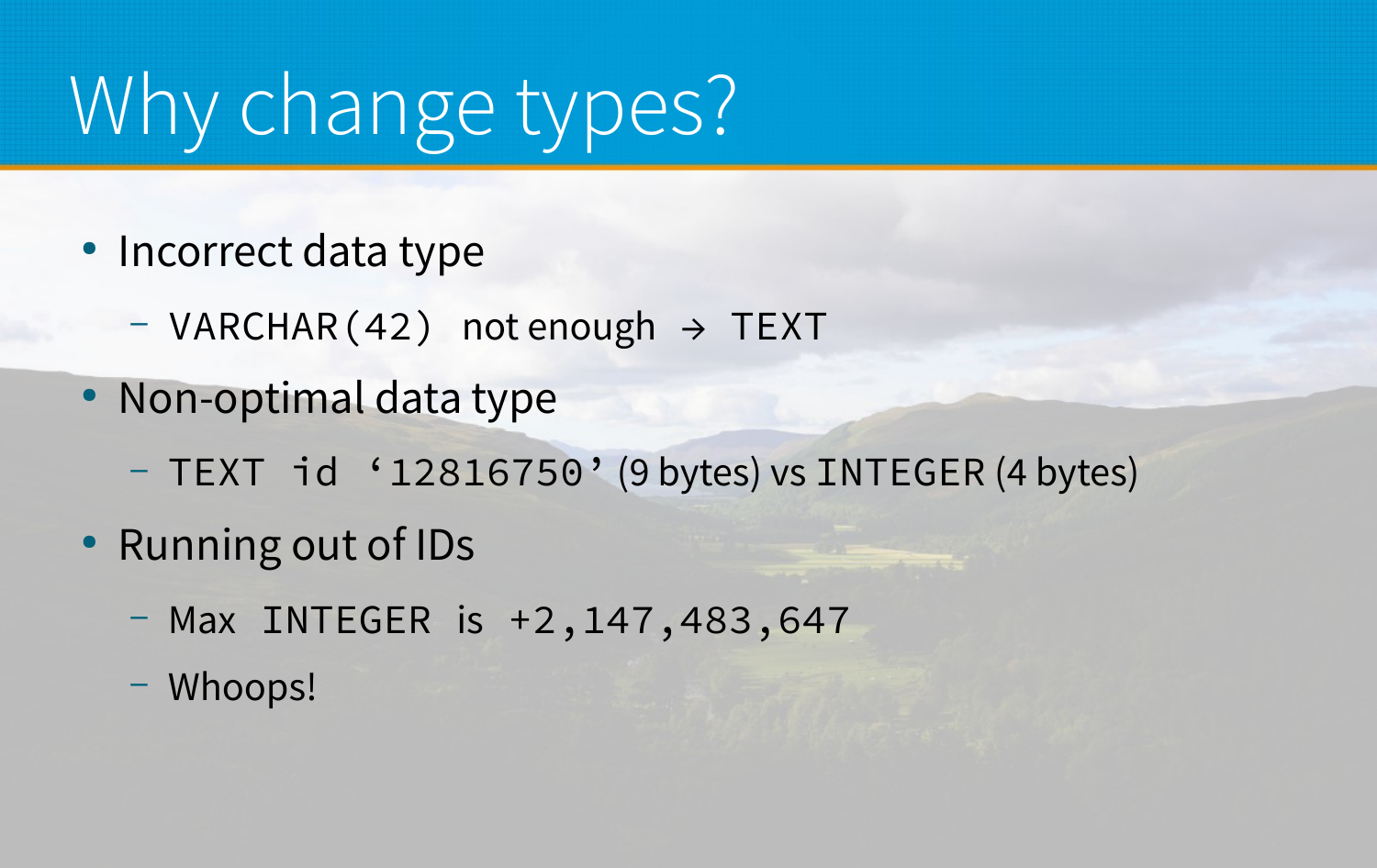# Why change types?

- Incorrect data type
  - `VARCHAR(42)` not enough → `TEXT`
- Non-optimal data type
  - `TEXT id '12816750'` (9 bytes) vs `INTEGER` (4 bytes)
- Running out of IDs
  - Max `INTEGER` is `+2,147,483,647`
  - Whoops!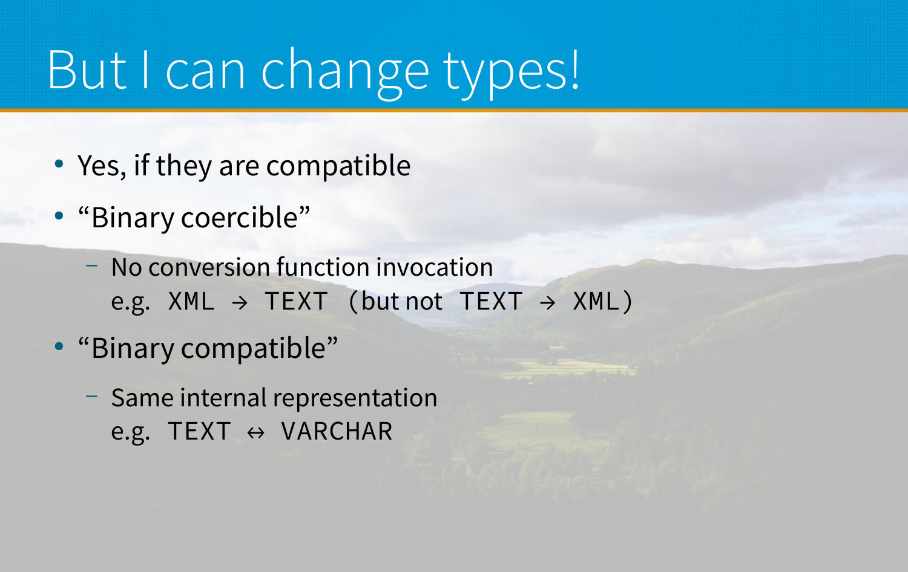# But I can change types!

- Yes, if they are compatible
- "Binary coercible"
  - No conversion function invocation
    e.g. `XML → TEXT` (but not `TEXT → XML`)
- "Binary compatible"
  - Same internal representation
    e.g. `TEXT ↔ VARCHAR`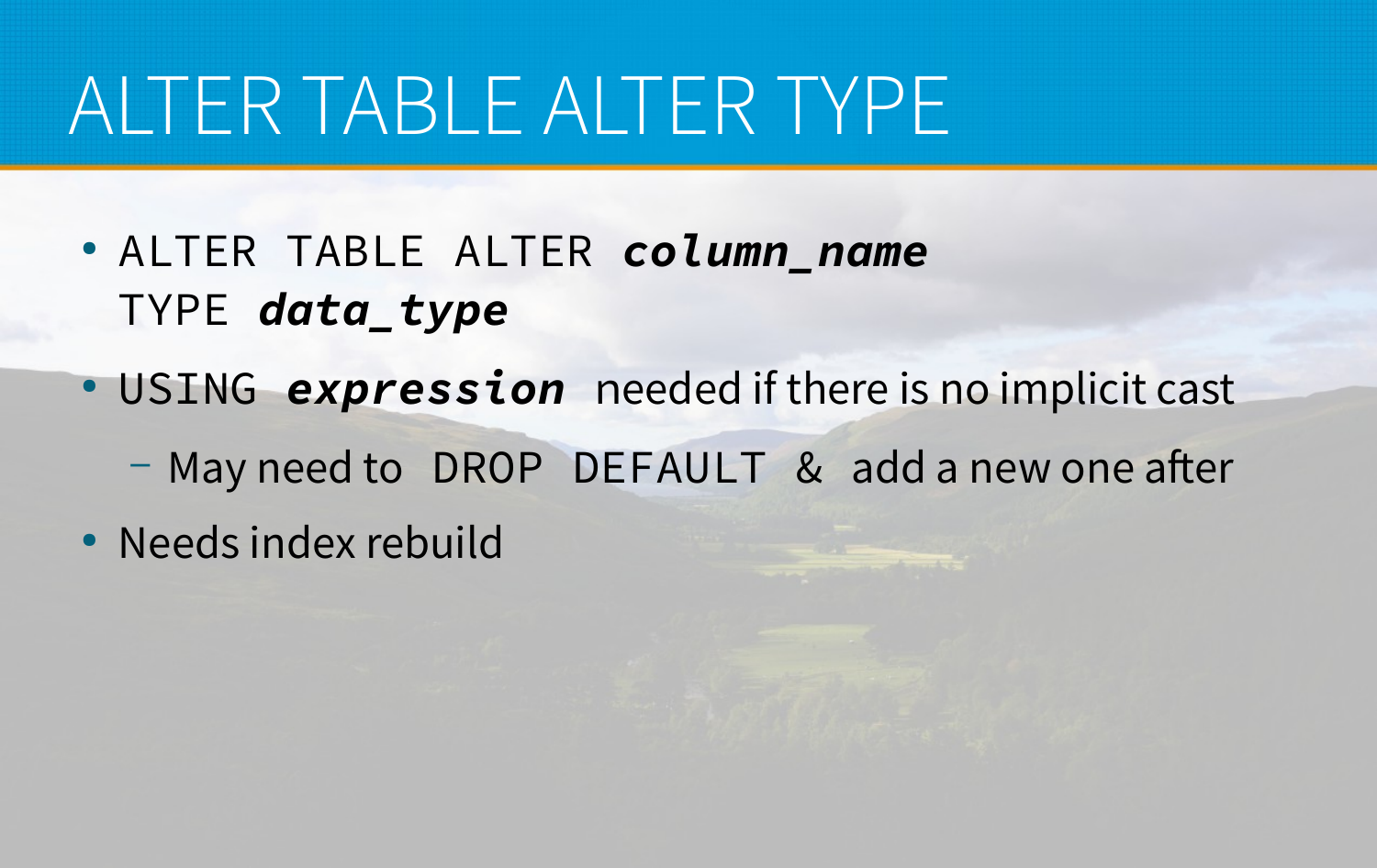# ALTER TABLE ALTER TYPE

- `ALTER TABLE ALTER` ***`column_name`*** `TYPE` ***`data_type`***
- `USING` ***`expression`*** needed if there is no implicit cast
  - May need to `DROP DEFAULT` & add a new one after
- Needs index rebuild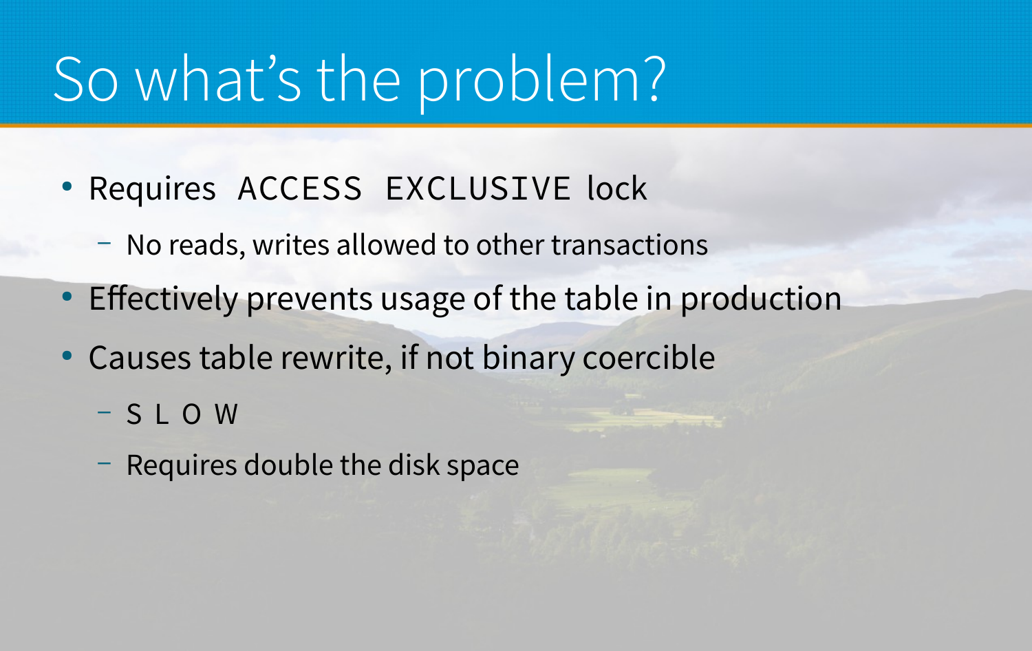# So what's the problem?

- Requires `ACCESS EXCLUSIVE` lock
  - No reads, writes allowed to other transactions
- Effectively prevents usage of the table in production
- Causes table rewrite, if not binary coercible
  - `S L O W`
  - Requires double the disk space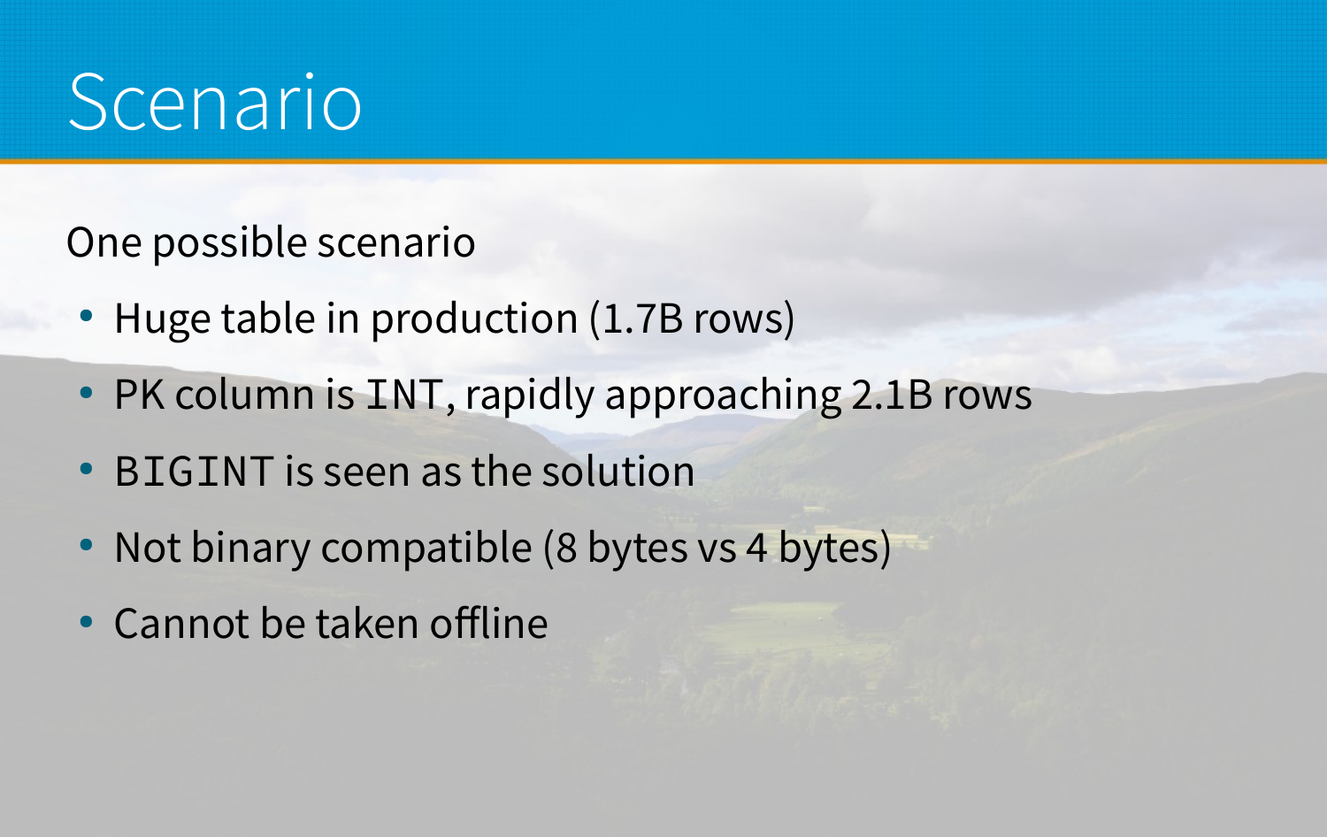# Scenario

One possible scenario

- Huge table in production (1.7B rows)
- PK column is `INT`, rapidly approaching 2.1B rows
- `BIGINT` is seen as the solution
- Not binary compatible (8 bytes vs 4 bytes)
- Cannot be taken offline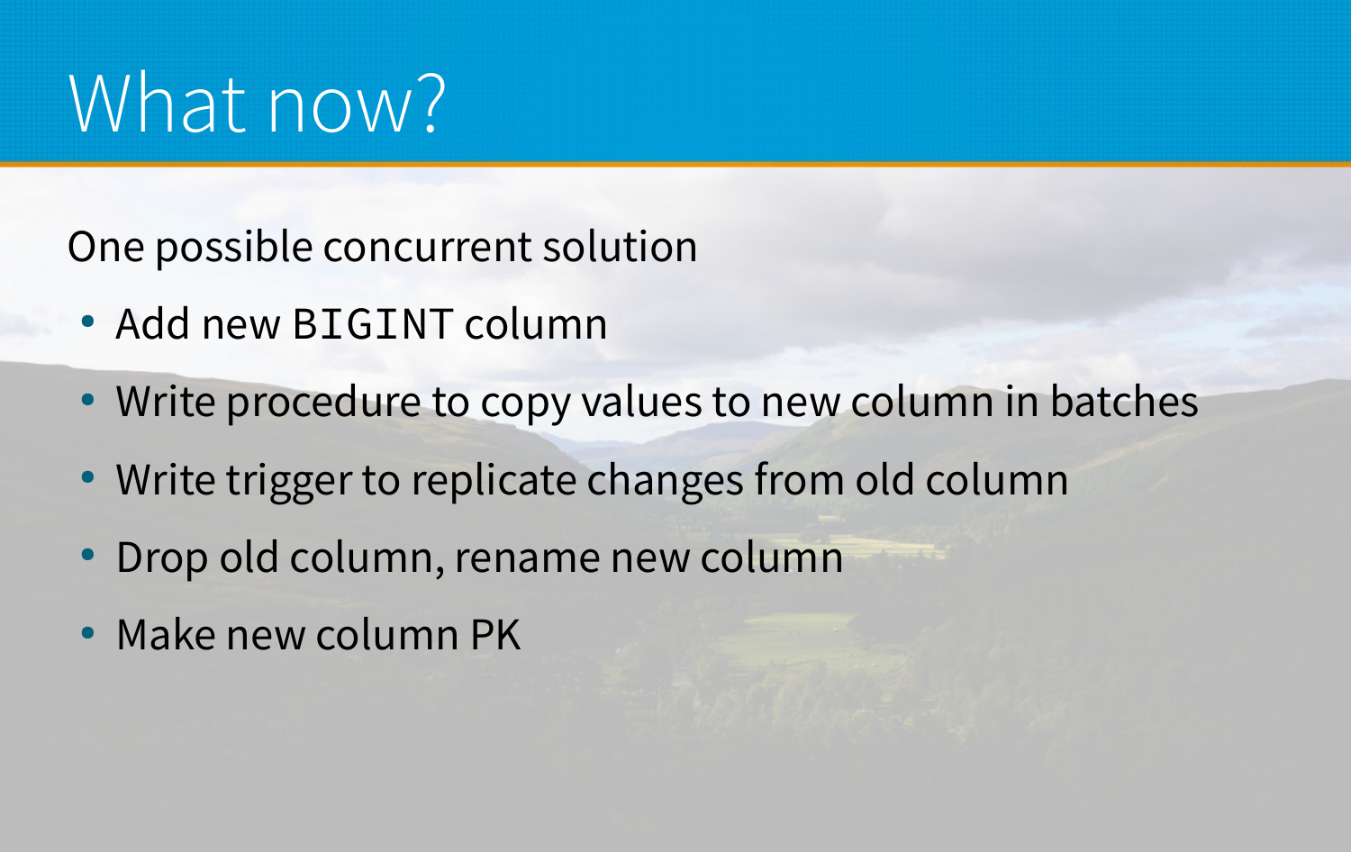# What now?

One possible concurrent solution

- Add new `BIGINT` column
- Write procedure to copy values to new column in batches
- Write trigger to replicate changes from old column
- Drop old column, rename new column
- Make new column PK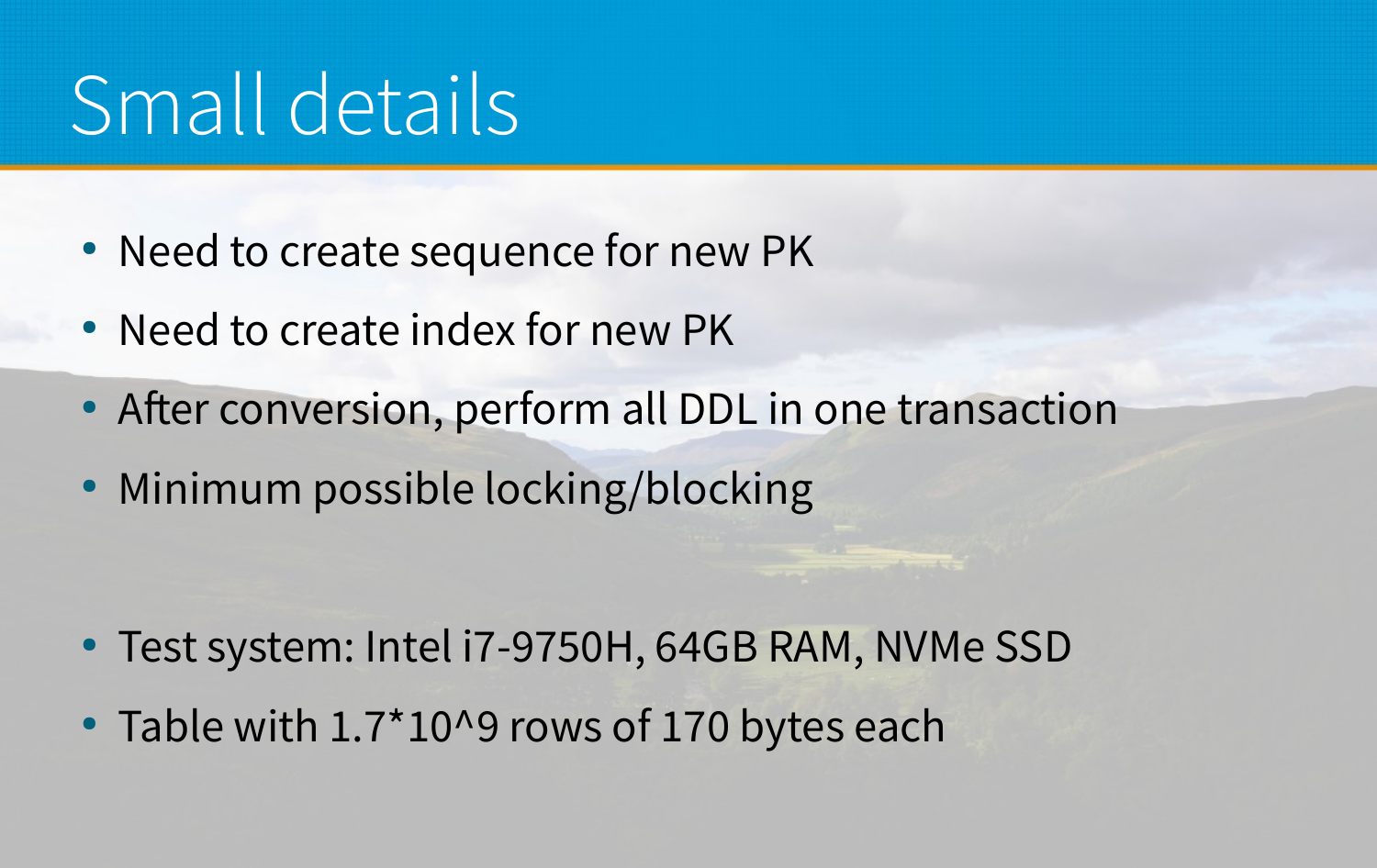# Small details

- Need to create sequence for new PK
- Need to create index for new PK
- After conversion, perform all DDL in one transaction
- Minimum possible locking/blocking

- Test system: Intel i7-9750H, 64GB RAM, NVMe SSD
- Table with $1.7*10^9$ rows of 170 bytes each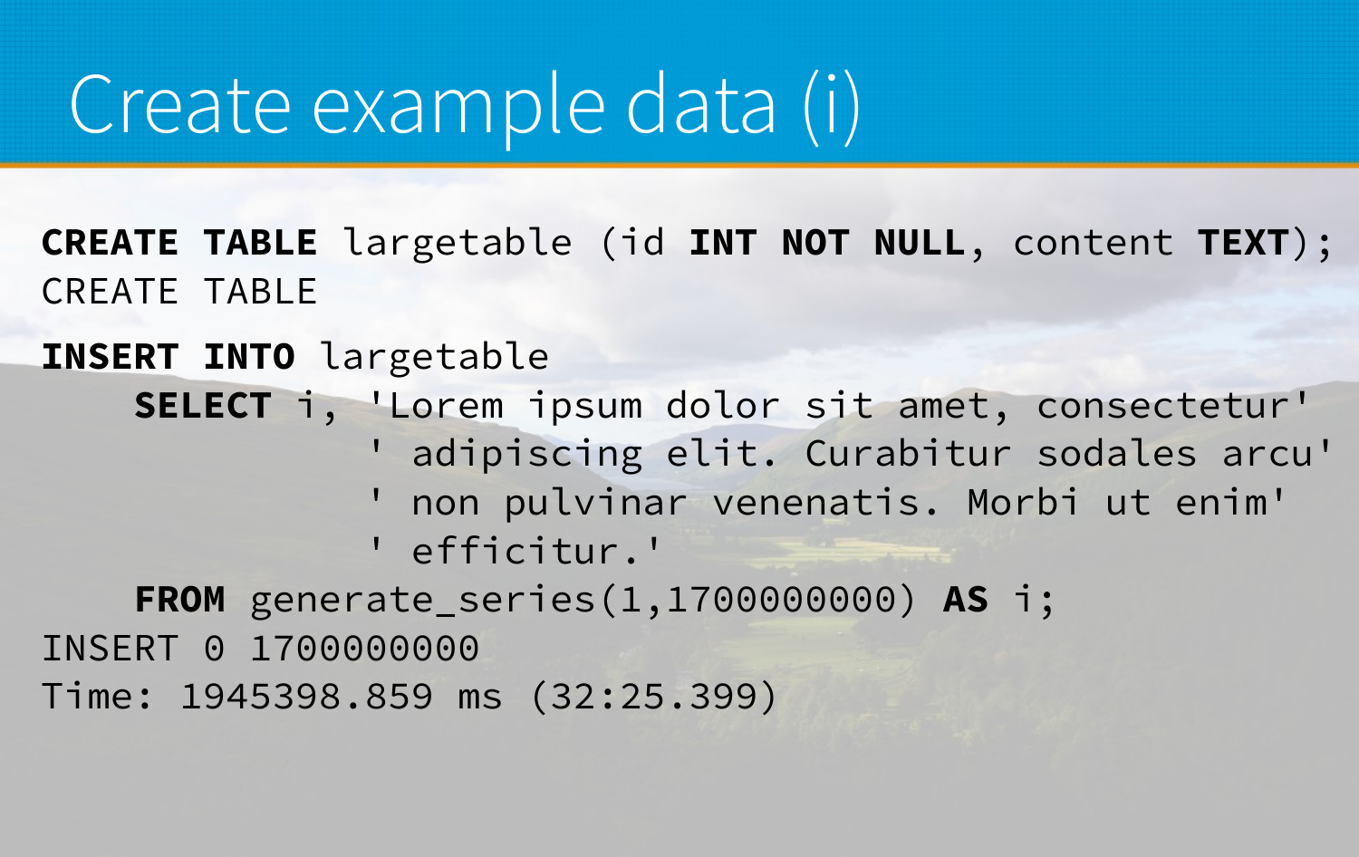# Create example data (i)

```
CREATE TABLE largetable (id INT NOT NULL, content TEXT);
CREATE TABLE

INSERT INTO largetable
    SELECT i, 'Lorem ipsum dolor sit amet, consectetur'
              ' adipiscing elit. Curabitur sodales arcu'
              ' non pulvinar venenatis. Morbi ut enim'
              ' efficitur.'
    FROM generate_series(1,1700000000) AS i;
INSERT 0 1700000000
Time: 1945398.859 ms (32:25.399)
```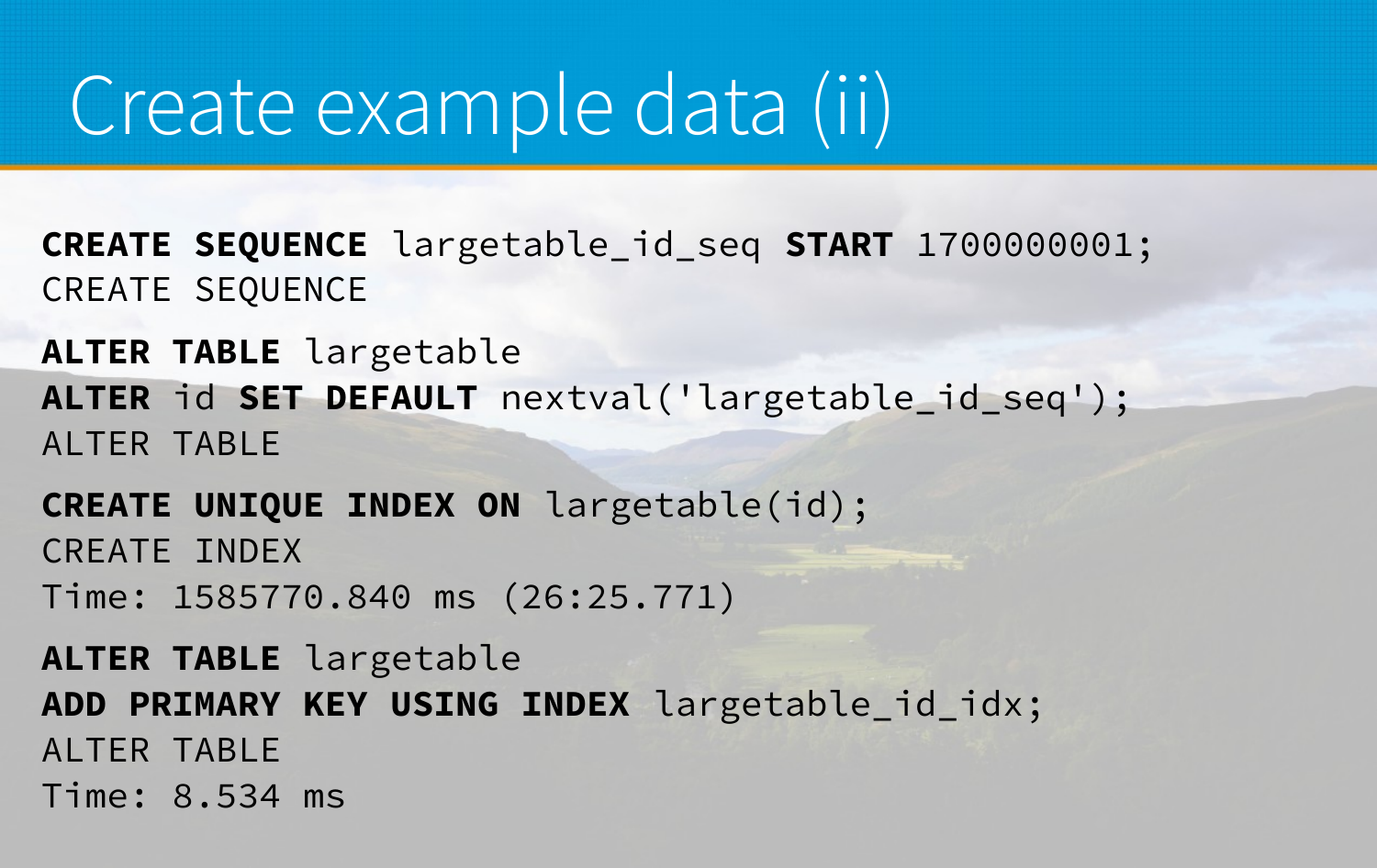# Create example data (ii)

```
CREATE SEQUENCE largetable_id_seq START 1700000001;
CREATE SEQUENCE

ALTER TABLE largetable
ALTER id SET DEFAULT nextval('largetable_id_seq');
ALTER TABLE

CREATE UNIQUE INDEX ON largetable(id);
CREATE INDEX
Time: 1585770.840 ms (26:25.771)

ALTER TABLE largetable
ADD PRIMARY KEY USING INDEX largetable_id_idx;
ALTER TABLE
Time: 8.534 ms
```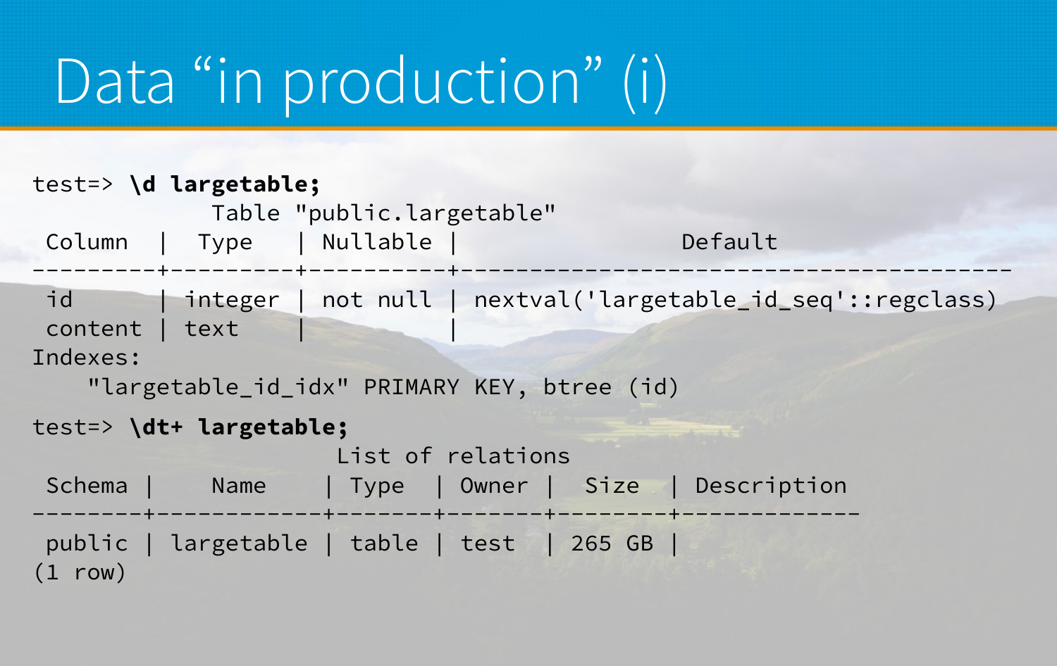# Data “in production” (i)

```
test=> \d largetable;
              Table "public.largetable"
 Column  |  Type   | Nullable |               Default
---------+---------+----------+----------------------------------------
 id      | integer | not null | nextval('largetable_id_seq'::regclass)
 content | text    |          |
Indexes:
    "largetable_id_idx" PRIMARY KEY, btree (id)
```

```
test=> \dt+ largetable;
                  List of relations
 Schema |    Name    | Type  | Owner |  Size  | Description
--------+------------+-------+-------+--------+-------------
 public | largetable | table | test  | 265 GB |
(1 row)
```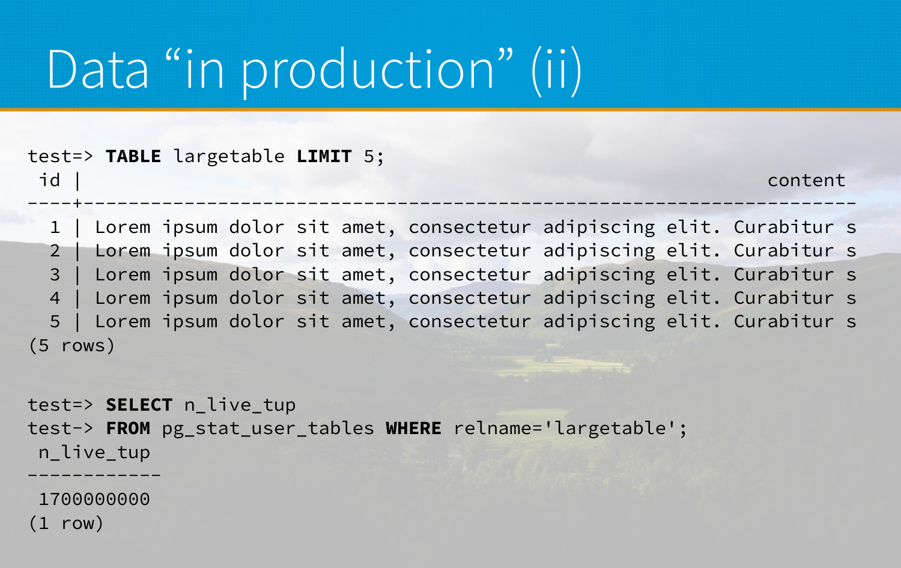# Data “in production” (ii)

```
test=> TABLE largetable LIMIT 5;
 id |                                                              content
----+------------------------------------------------------------------------
  1 | Lorem ipsum dolor sit amet, consectetur adipiscing elit. Curabitur s
  2 | Lorem ipsum dolor sit amet, consectetur adipiscing elit. Curabitur s
  3 | Lorem ipsum dolor sit amet, consectetur adipiscing elit. Curabitur s
  4 | Lorem ipsum dolor sit amet, consectetur adipiscing elit. Curabitur s
  5 | Lorem ipsum dolor sit amet, consectetur adipiscing elit. Curabitur s
(5 rows)

test=> SELECT n_live_tup
test-> FROM pg_stat_user_tables WHERE relname='largetable';
 n_live_tup
------------
 1700000000
(1 row)
```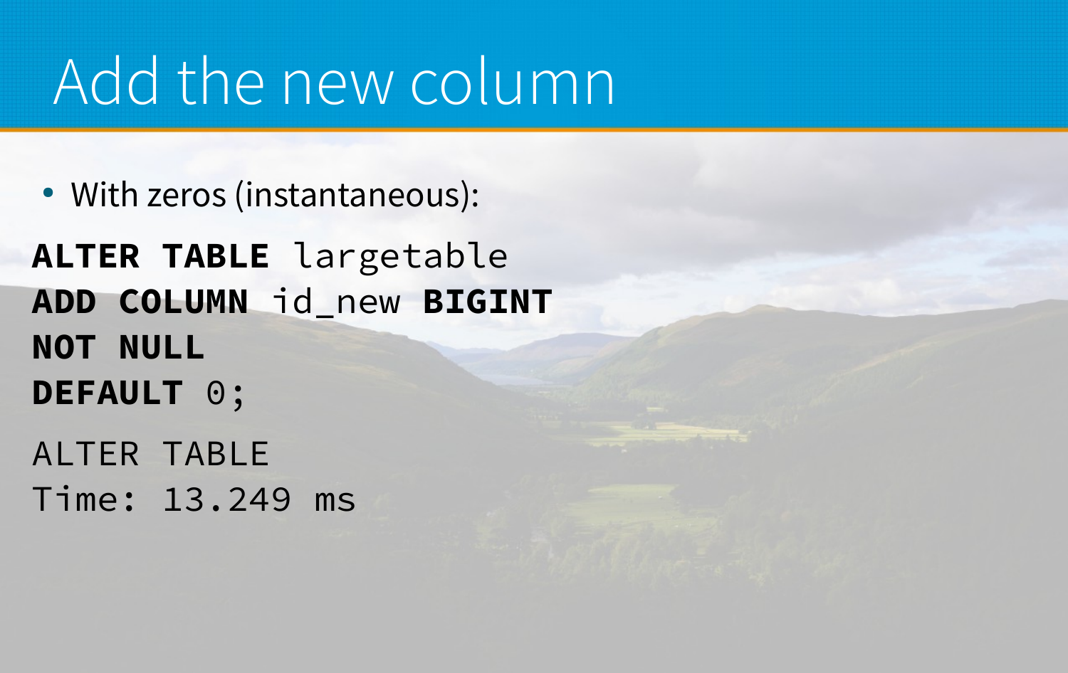# Add the new column

- With zeros (instantaneous):

```
ALTER TABLE largetable
ADD COLUMN id_new BIGINT
NOT NULL
DEFAULT 0;
```

```
ALTER TABLE
Time: 13.249 ms
```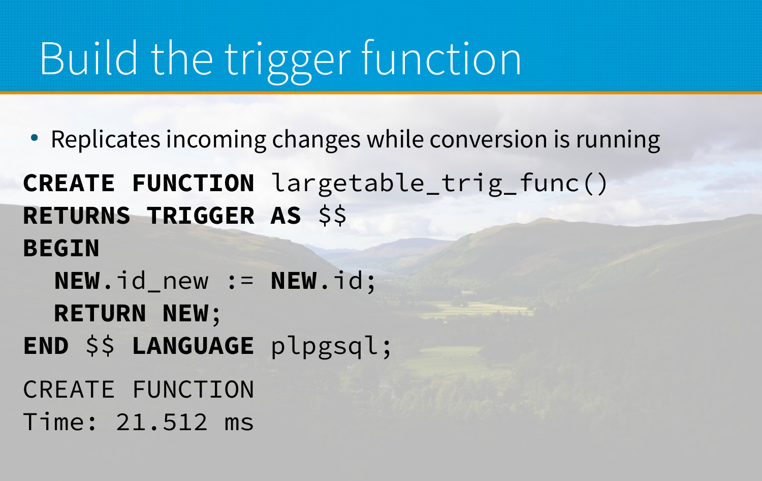# Build the trigger function

- Replicates incoming changes while conversion is running

```
CREATE FUNCTION largetable_trig_func()
RETURNS TRIGGER AS $$
BEGIN
  NEW.id_new := NEW.id;
  RETURN NEW;
END $$ LANGUAGE plpgsql;
```

```
CREATE FUNCTION
Time: 21.512 ms
```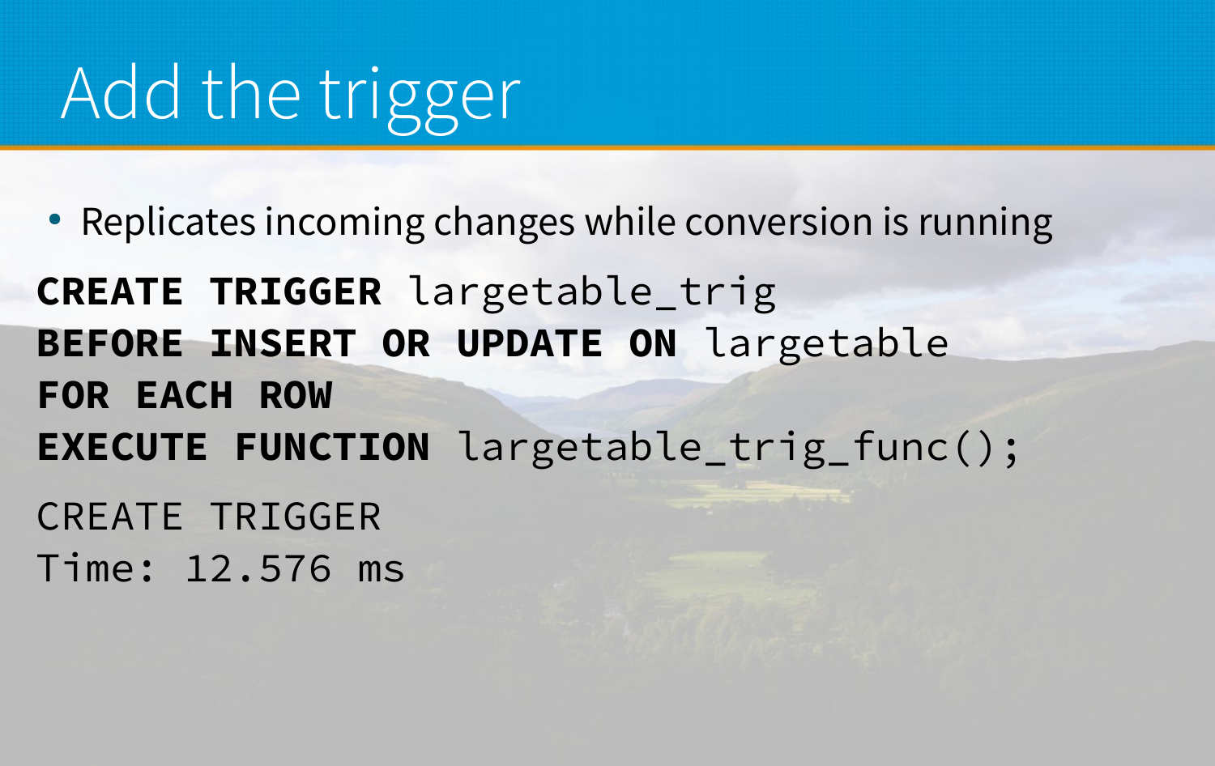# Add the trigger

- Replicates incoming changes while conversion is running

```
CREATE TRIGGER largetable_trig
BEFORE INSERT OR UPDATE ON largetable
FOR EACH ROW
EXECUTE FUNCTION largetable_trig_func();
```

```
CREATE TRIGGER
Time: 12.576 ms
```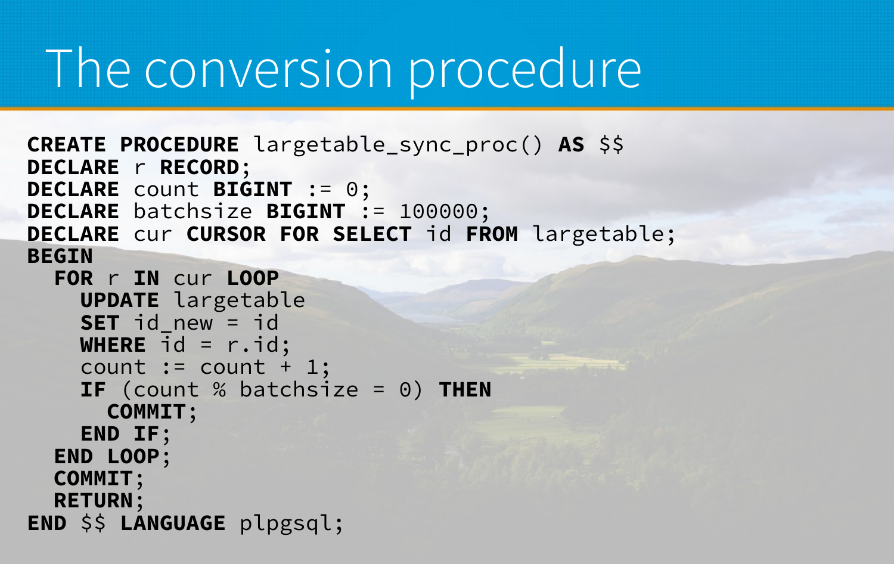# The conversion procedure

```
CREATE PROCEDURE largetable_sync_proc() AS $$
DECLARE r RECORD;
DECLARE count BIGINT := 0;
DECLARE batchsize BIGINT := 100000;
DECLARE cur CURSOR FOR SELECT id FROM largetable;
BEGIN
  FOR r IN cur LOOP
    UPDATE largetable
    SET id_new = id
    WHERE id = r.id;
    count := count + 1;
    IF (count % batchsize = 0) THEN
      COMMIT;
    END IF;
  END LOOP;
  COMMIT;
  RETURN;
END $$ LANGUAGE plpgsql;
```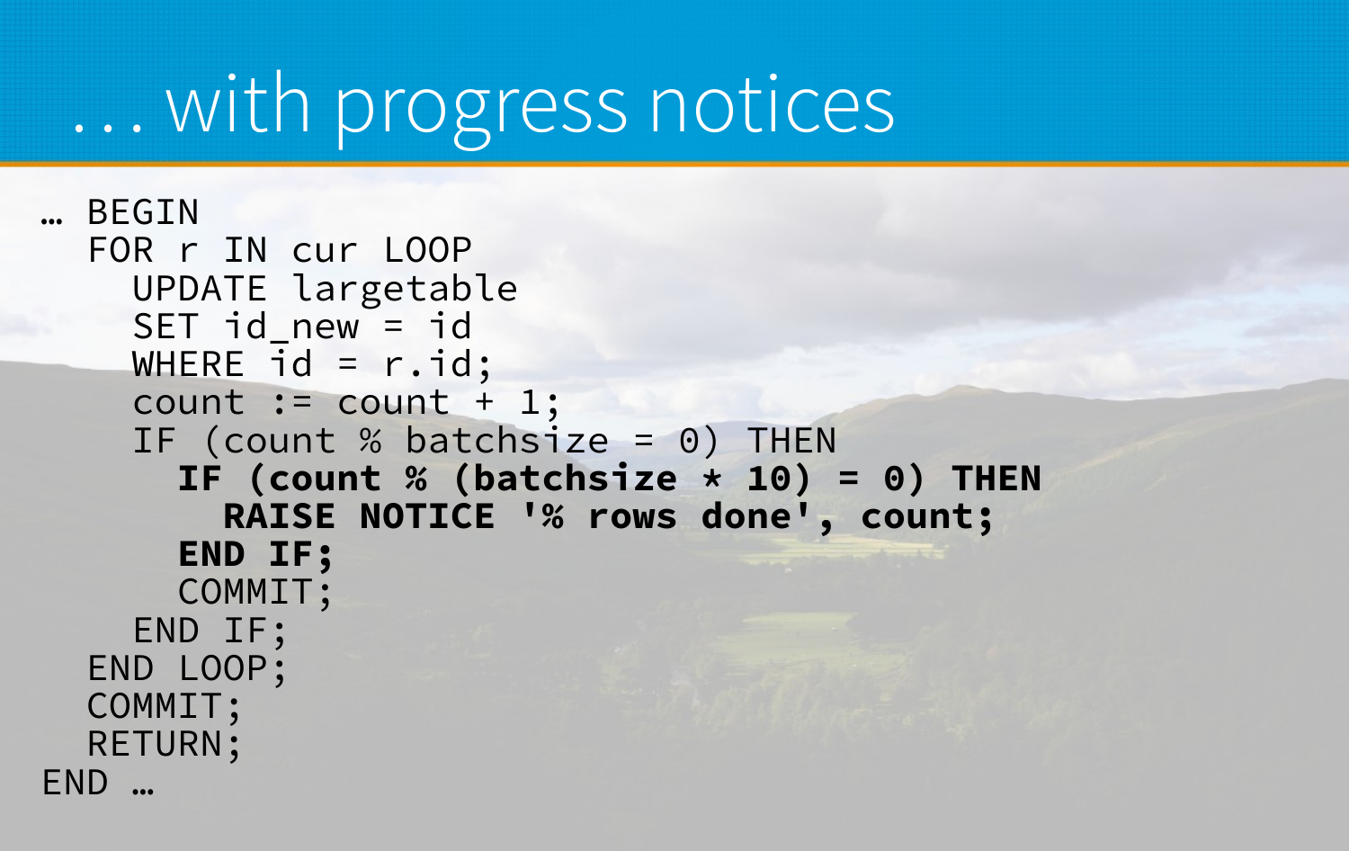# … with progress notices

```
… BEGIN
  FOR r IN cur LOOP
    UPDATE largetable
    SET id_new = id
    WHERE id = r.id;
    count := count + 1;
    IF (count % batchsize = 0) THEN
      IF (count % (batchsize * 10) = 0) THEN
        RAISE NOTICE '% rows done', count;
      END IF;
      COMMIT;
    END IF;
  END LOOP;
  COMMIT;
  RETURN;
END …
```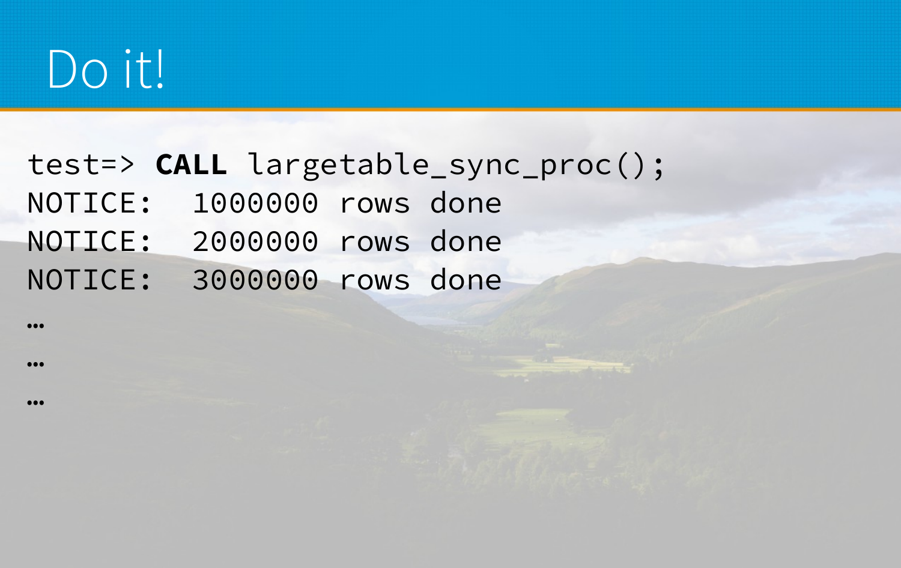# Do it!

```
test=> CALL largetable_sync_proc();
NOTICE:  1000000 rows done
NOTICE:  2000000 rows done
NOTICE:  3000000 rows done
…
…
…
```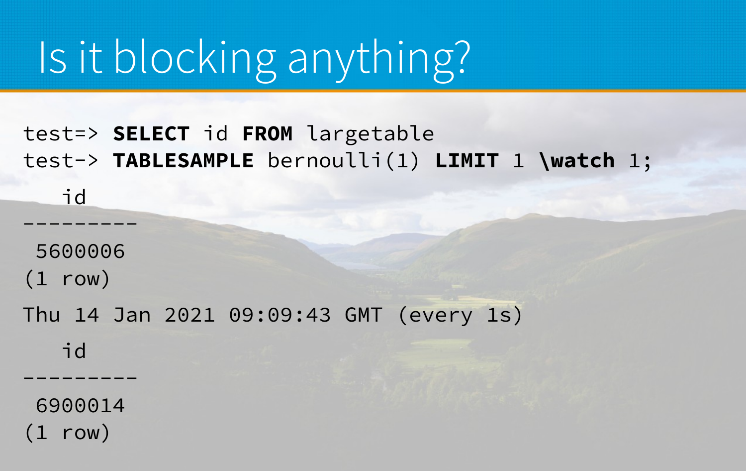# Is it blocking anything?

```
test=> SELECT id FROM largetable
test-> TABLESAMPLE bernoulli(1) LIMIT 1 \watch 1;
   id
---------
 5600006
(1 row)

Thu 14 Jan 2021 09:09:43 GMT (every 1s)

   id
---------
 6900014
(1 row)
```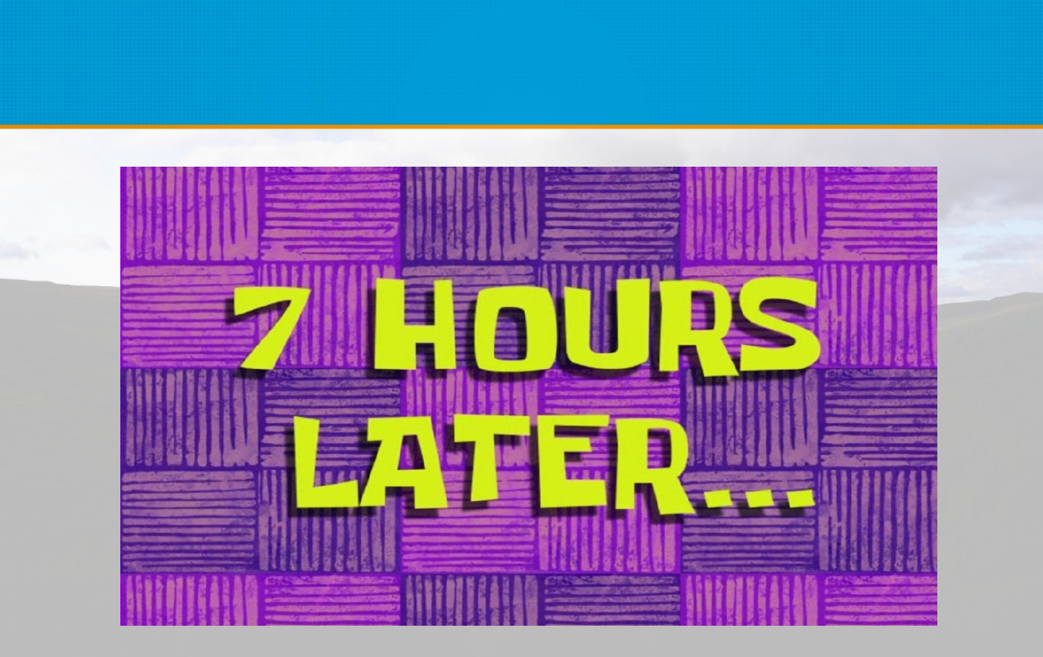7 HOURS LATER...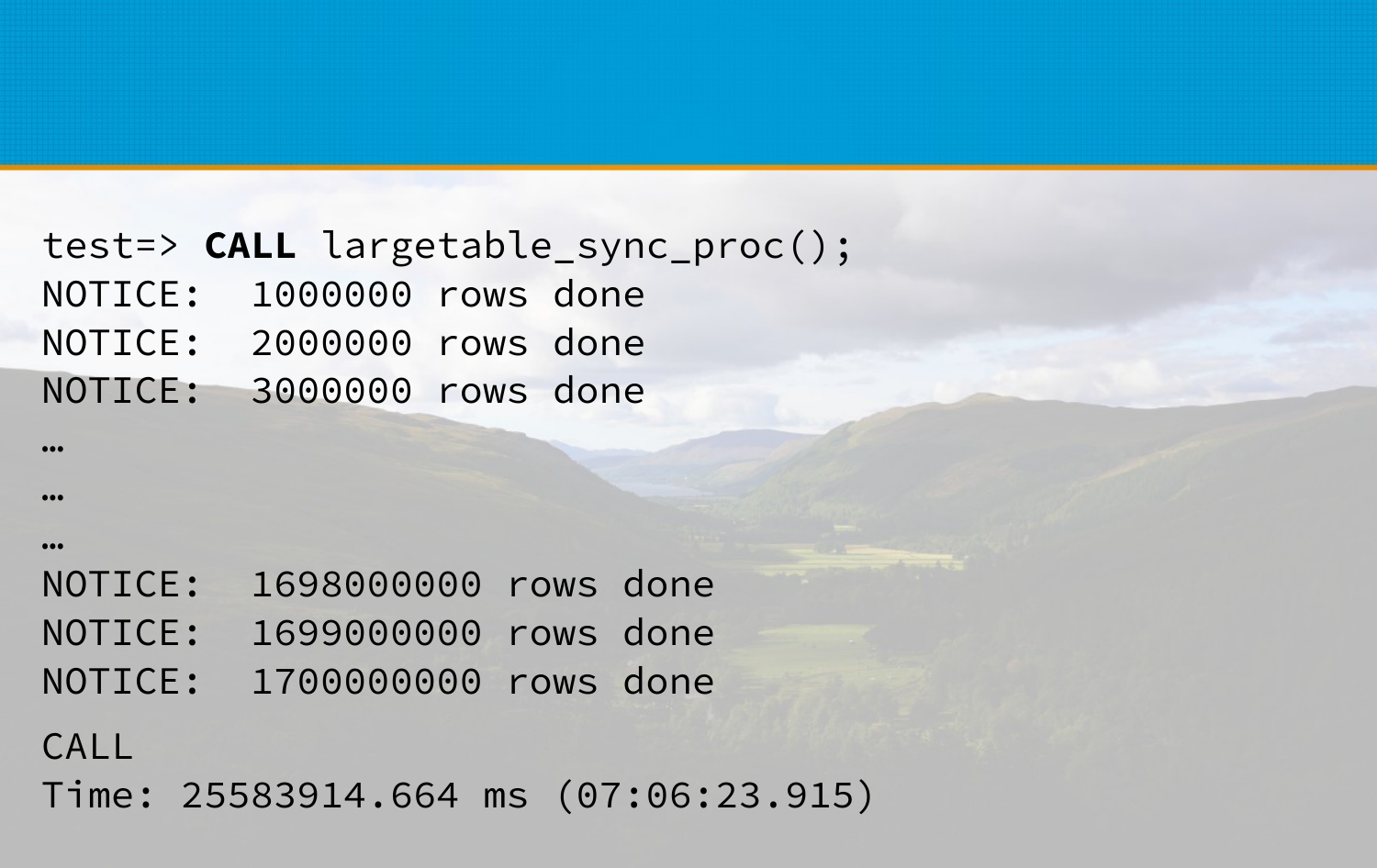```
test=> CALL largetable_sync_proc();
NOTICE:  1000000 rows done
NOTICE:  2000000 rows done
NOTICE:  3000000 rows done
…
…
…
NOTICE:  1698000000 rows done
NOTICE:  1699000000 rows done
NOTICE:  1700000000 rows done
CALL
Time: 25583914.664 ms (07:06:23.915)
```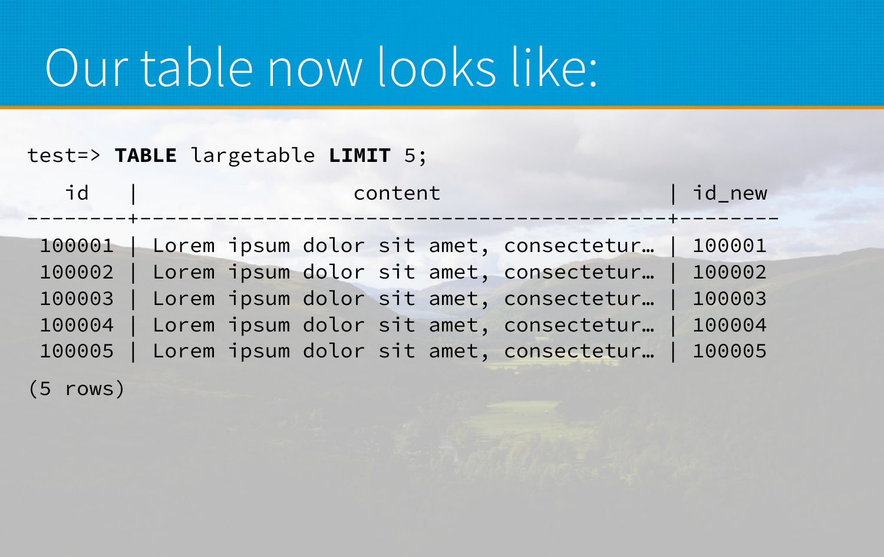# Our table now looks like:

```
test=> TABLE largetable LIMIT 5;
   id   |                   content                    | id_new
--------+----------------------------------------------+--------
 100001 | Lorem ipsum dolor sit amet, consectetur…     | 100001
 100002 | Lorem ipsum dolor sit amet, consectetur…     | 100002
 100003 | Lorem ipsum dolor sit amet, consectetur…     | 100003
 100004 | Lorem ipsum dolor sit amet, consectetur…     | 100004
 100005 | Lorem ipsum dolor sit amet, consectetur…     | 100005
(5 rows)
```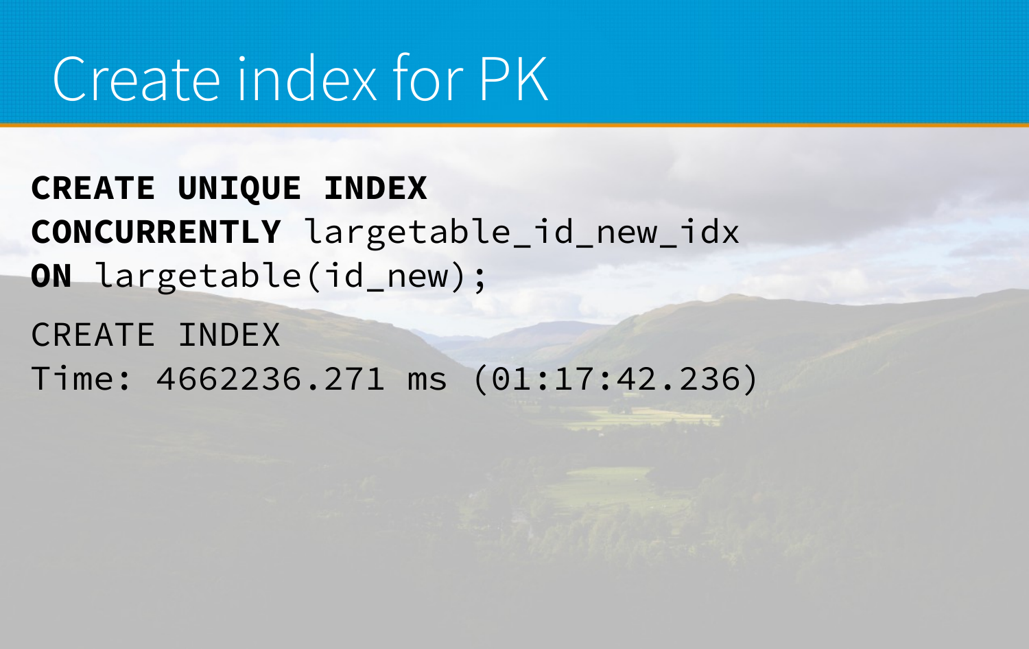# Create index for PK

```
CREATE UNIQUE INDEX
CONCURRENTLY largetable_id_new_idx
ON largetable(id_new);
```

```
CREATE INDEX
Time: 4662236.271 ms (01:17:42.236)
```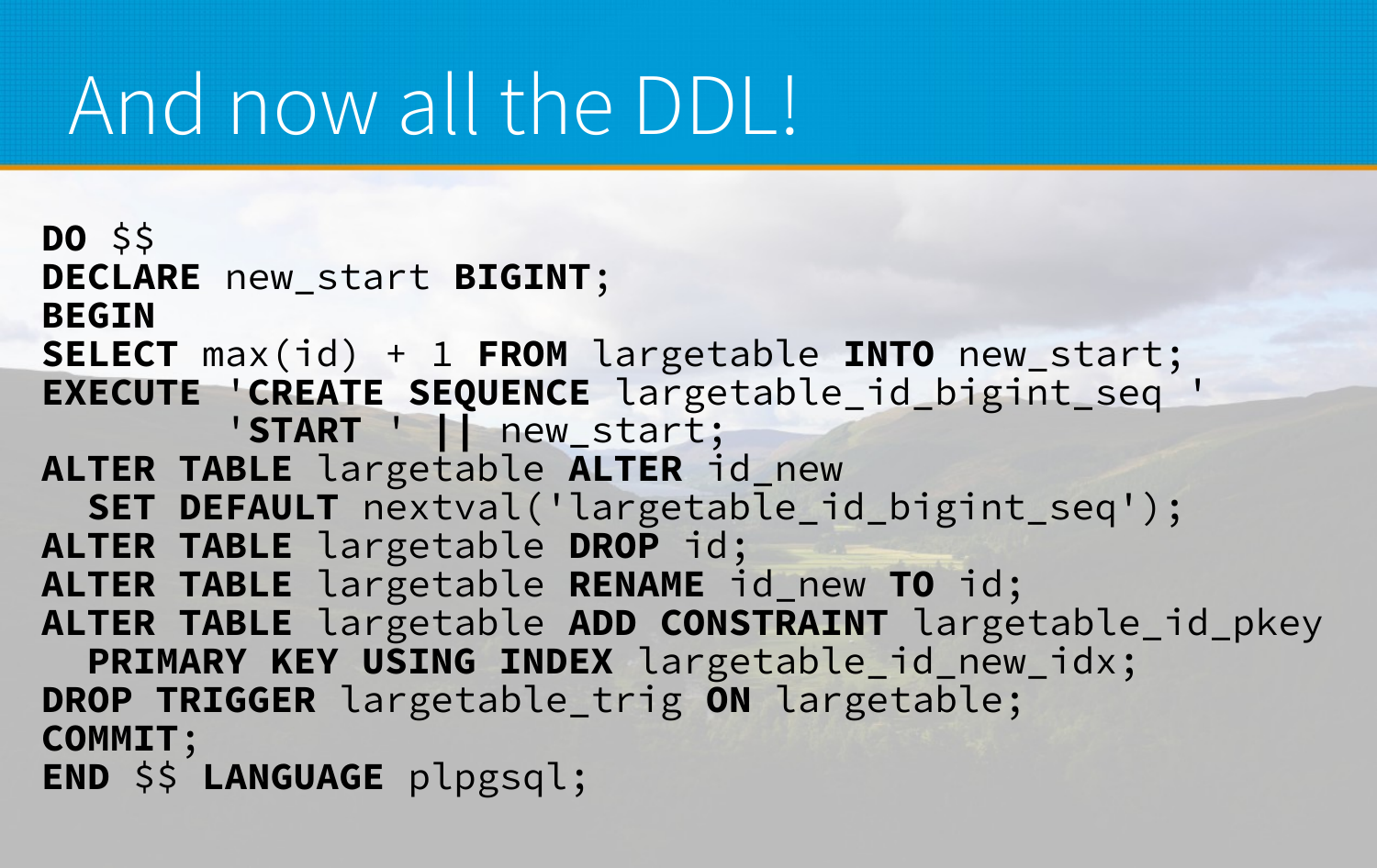# And now all the DDL!

```
DO $$
DECLARE new_start BIGINT;
BEGIN
SELECT max(id) + 1 FROM largetable INTO new_start;
EXECUTE 'CREATE SEQUENCE largetable_id_bigint_seq '
        'START ' || new_start;
ALTER TABLE largetable ALTER id_new
  SET DEFAULT nextval('largetable_id_bigint_seq');
ALTER TABLE largetable DROP id;
ALTER TABLE largetable RENAME id_new TO id;
ALTER TABLE largetable ADD CONSTRAINT largetable_id_pkey
  PRIMARY KEY USING INDEX largetable_id_new_idx;
DROP TRIGGER largetable_trig ON largetable;
COMMIT;
END $$ LANGUAGE plpgsql;
```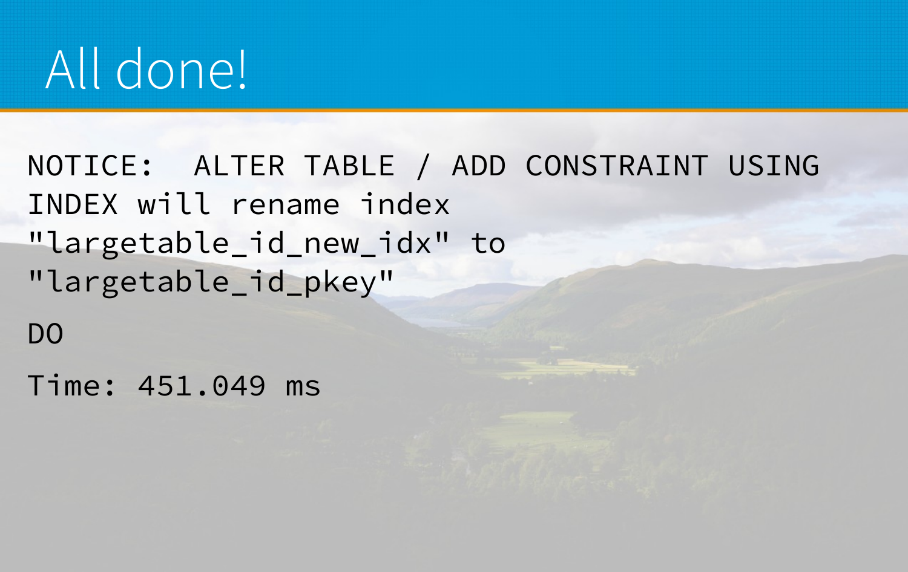# All done!

```
NOTICE:  ALTER TABLE / ADD CONSTRAINT USING
INDEX will rename index
"largetable_id_new_idx" to
"largetable_id_pkey"

DO

Time: 451.049 ms
```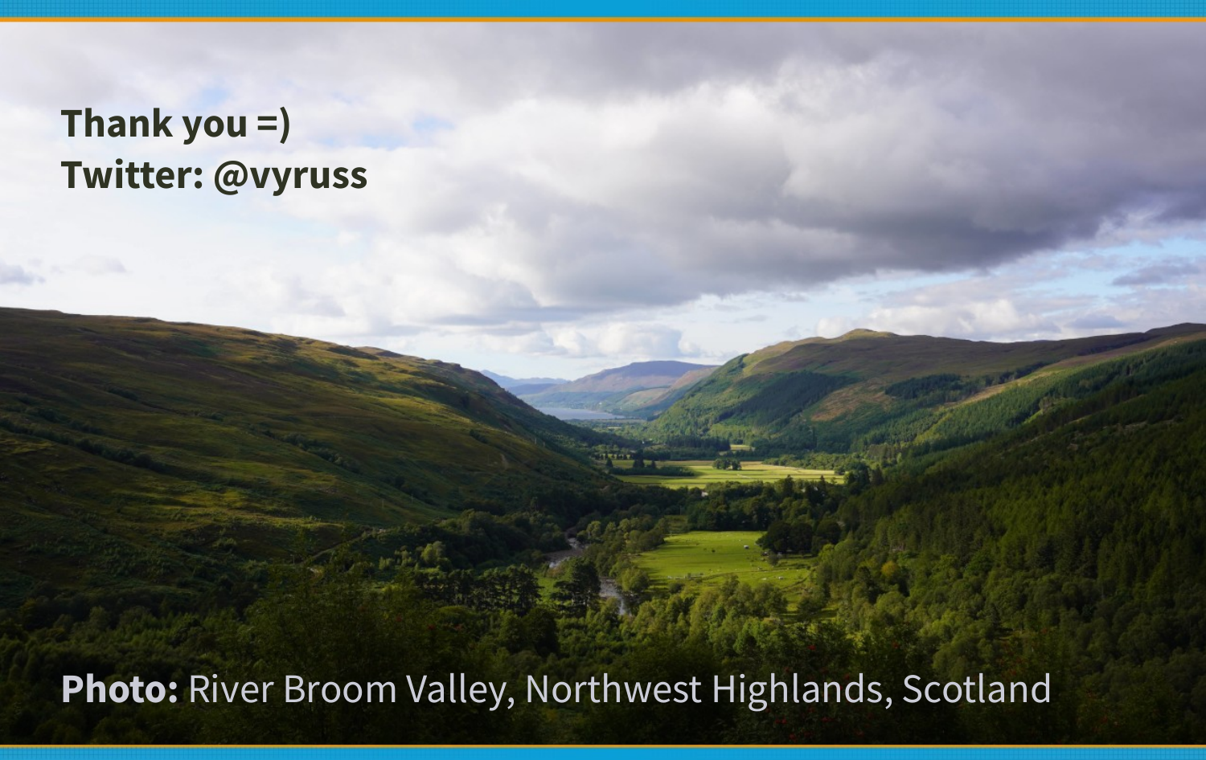**Thank you =)**
**Twitter: @vyruss**

**Photo:** River Broom Valley, Northwest Highlands, Scotland